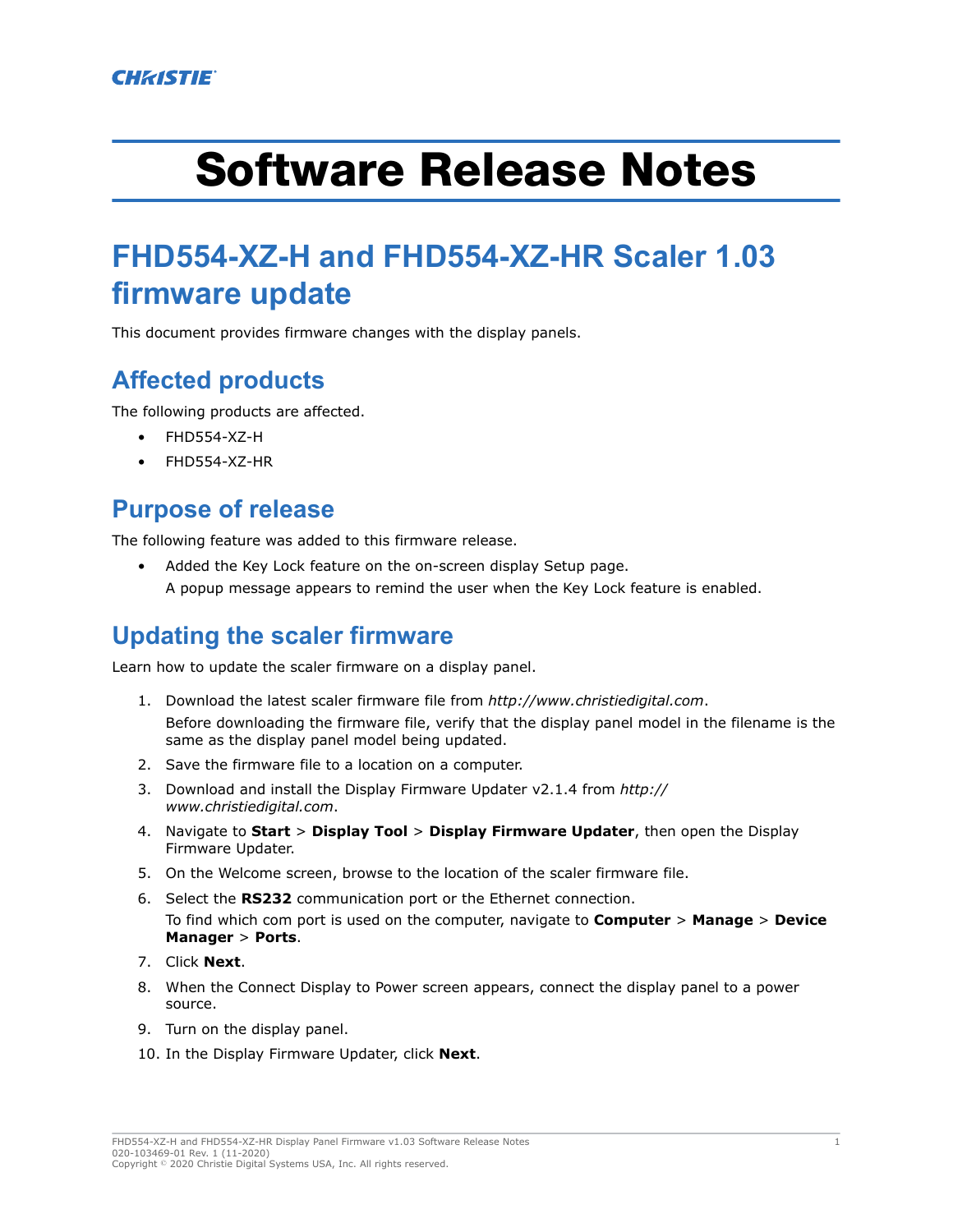CHRISTIE

# Software Release Notes

## FHD554-XZ-H and FHD554-XZ-HR Scaler 1.03 firmware update

This document provides firmware changes with the display panels.

## Affected products

The following products are affected.

- FHD554-XZ-H
- FHD554-XZ-HR

## Purpose of release

The following feature was added to this firmware release.

- Added the Key Lock feature on the on-screen display Setup page.
  A popup message appears to remind the user when the Key Lock feature is enabled.

## Updating the scaler firmware

Learn how to update the scaler firmware on a display panel.

1. Download the latest scaler firmware file from *http://www.christiedigital.com*.
   Before downloading the firmware file, verify that the display panel model in the filename is the same as the display panel model being updated.
2. Save the firmware file to a location on a computer.
3. Download and install the Display Firmware Updater v2.1.4 from *http://www.christiedigital.com*.
4. Navigate to **Start** > **Display Tool** > **Display Firmware Updater**, then open the Display Firmware Updater.
5. On the Welcome screen, browse to the location of the scaler firmware file.
6. Select the **RS232** communication port or the Ethernet connection.
   To find which com port is used on the computer, navigate to **Computer** > **Manage** > **Device Manager** > **Ports**.
7. Click **Next**.
8. When the Connect Display to Power screen appears, connect the display panel to a power source.
9. Turn on the display panel.
10. In the Display Firmware Updater, click **Next**.

FHD554-XZ-H and FHD554-XZ-HR Display Panel Firmware v1.03 Software Release Notes
020-103469-01 Rev. 1 (11-2020)
Copyright © 2020 Christie Digital Systems USA, Inc. All rights reserved.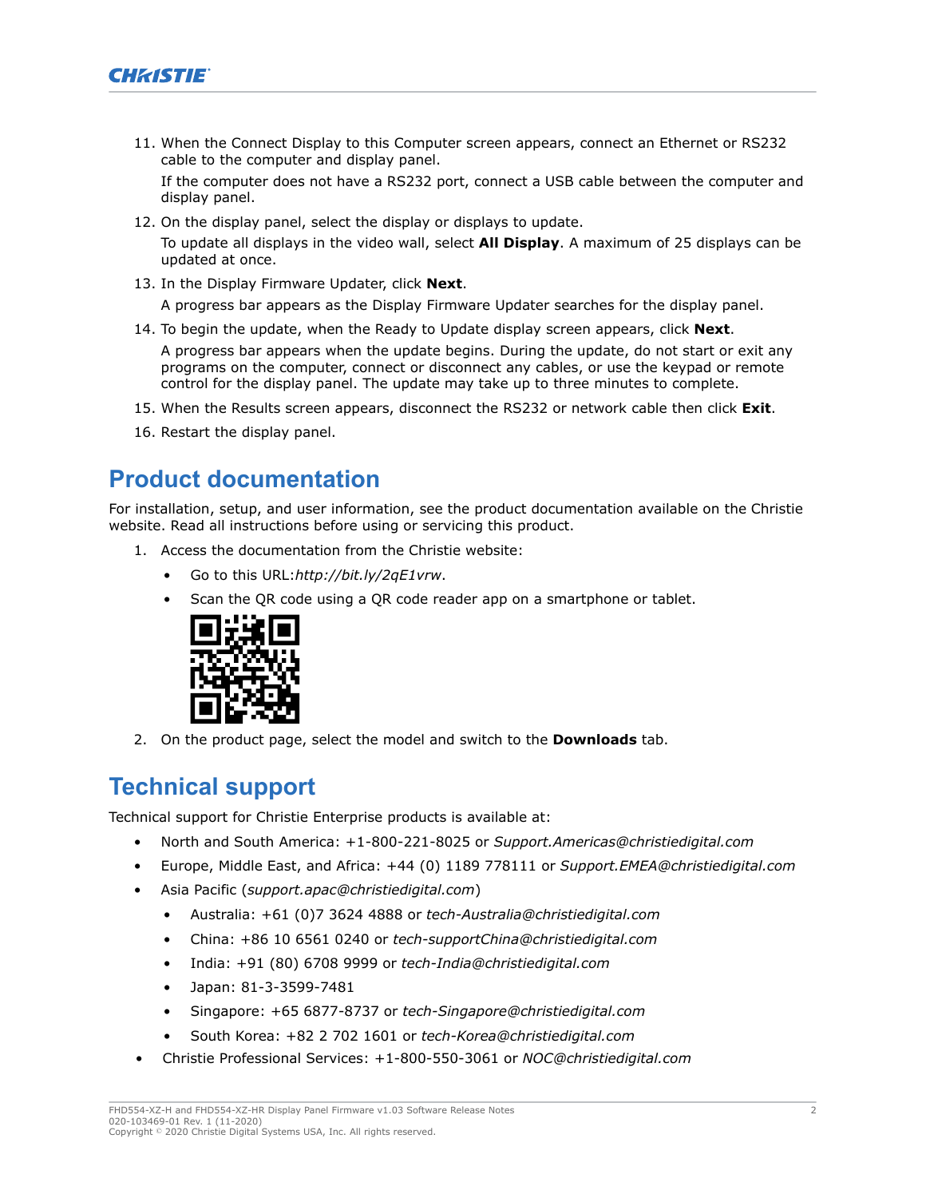11. When the Connect Display to this Computer screen appears, connect an Ethernet or RS232 cable to the computer and display panel.

    If the computer does not have a RS232 port, connect a USB cable between the computer and display panel.
12. On the display panel, select the display or displays to update.

    To update all displays in the video wall, select **All Display**. A maximum of 25 displays can be updated at once.
13. In the Display Firmware Updater, click **Next**.

    A progress bar appears as the Display Firmware Updater searches for the display panel.
14. To begin the update, when the Ready to Update display screen appears, click **Next**.

    A progress bar appears when the update begins. During the update, do not start or exit any programs on the computer, connect or disconnect any cables, or use the keypad or remote control for the display panel. The update may take up to three minutes to complete.
15. When the Results screen appears, disconnect the RS232 or network cable then click **Exit**.
16. Restart the display panel.

## Product documentation

For installation, setup, and user information, see the product documentation available on the Christie website. Read all instructions before using or servicing this product.

1. Access the documentation from the Christie website:
   - Go to this URL:*http://bit.ly/2qE1vrw*.
   - Scan the QR code using a QR code reader app on a smartphone or tablet.
2. On the product page, select the model and switch to the **Downloads** tab.

## Technical support

Technical support for Christie Enterprise products is available at:

- North and South America: +1-800-221-8025 or *Support.Americas@christiedigital.com*
- Europe, Middle East, and Africa: +44 (0) 1189 778111 or *Support.EMEA@christiedigital.com*
- Asia Pacific (*support.apac@christiedigital.com*)
  - Australia: +61 (0)7 3624 4888 or *tech-Australia@christiedigital.com*
  - China: +86 10 6561 0240 or *tech-supportChina@christiedigital.com*
  - India: +91 (80) 6708 9999 or *tech-India@christiedigital.com*
  - Japan: 81-3-3599-7481
  - Singapore: +65 6877-8737 or *tech-Singapore@christiedigital.com*
  - South Korea: +82 2 702 1601 or *tech-Korea@christiedigital.com*
- Christie Professional Services: +1-800-550-3061 or *NOC@christiedigital.com*